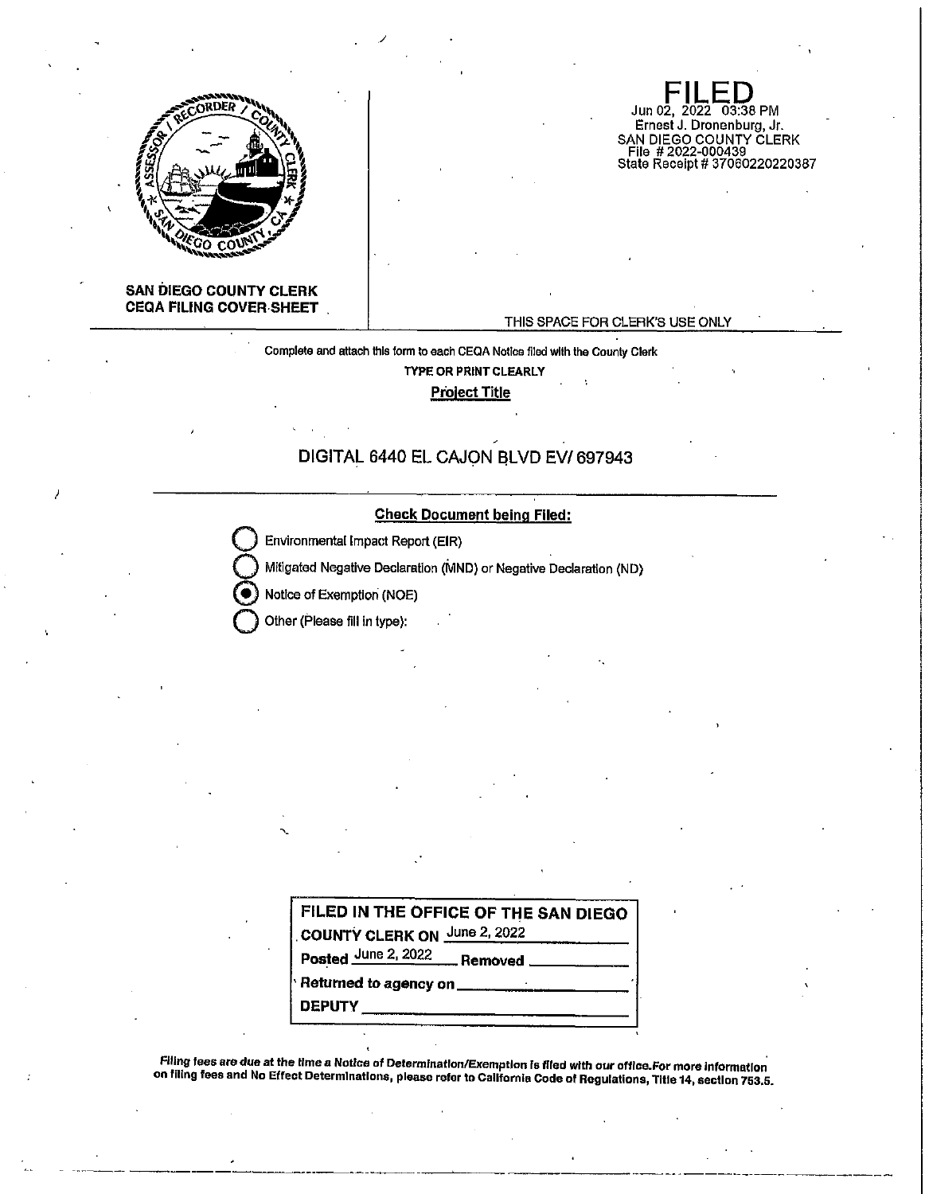**FILED**
Jun 02, 2022 03:38 PM
Ernest J. Dronenburg, Jr.
SAN DIEGO COUNTY CLERK
File # 2022-000439
State Receipt # 37060220220387

**SAN DIEGO COUNTY CLERK**
**CEQA FILING COVER SHEET**

THIS SPACE FOR CLERK'S USE ONLY

Complete and attach this form to each CEQA Notice filed with the County Clerk

TYPE OR PRINT CLEARLY

**Project Title**

DIGITAL 6440 EL CAJON BLVD EV/ 697943

**Check Document being Filed:**

- ○ Environmental Impact Report (EIR)
- ○ Mitigated Negative Declaration (MND) or Negative Declaration (ND)
- ● Notice of Exemption (NOE)
- ○ Other (Please fill in type):

**FILED IN THE OFFICE OF THE SAN DIEGO COUNTY CLERK ON** June 2, 2022
**Posted** June 2, 2022 **Removed** ____________
**Returned to agency on** ____________
**DEPUTY** ____________

**Filing fees are due at the time a Notice of Determination/Exemption is filed with our office. For more information on filing fees and No Effect Determinations, please refer to California Code of Regulations, Title 14, section 753.5.**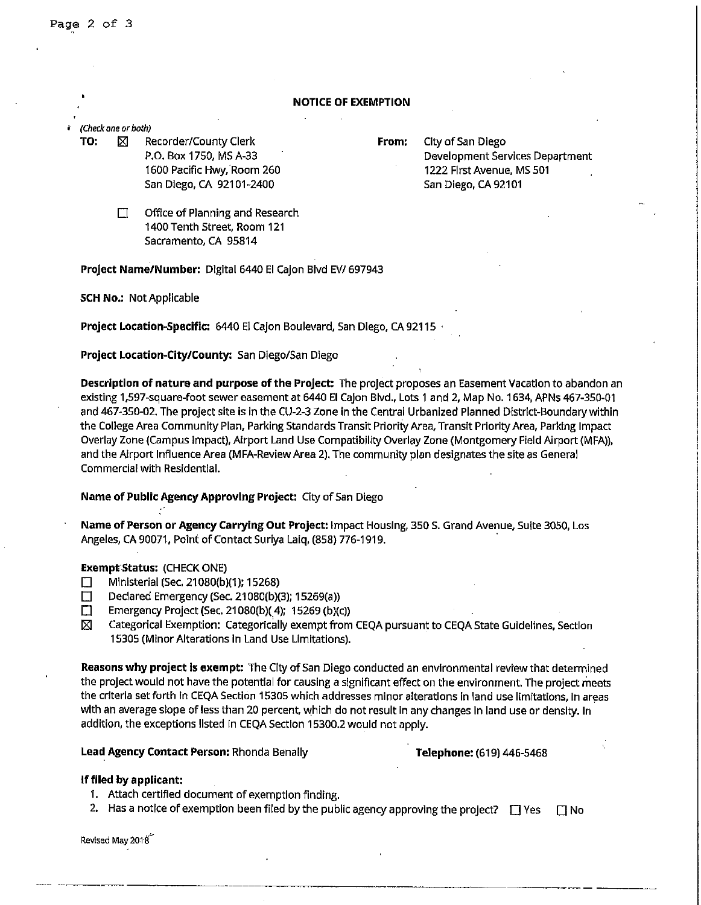## NOTICE OF EXEMPTION

*(Check one or both)*

**TO:** ☒ Recorder/County Clerk
P.O. Box 1750, MS A-33
1600 Pacific Hwy, Room 260
San Diego, CA 92101-2400

☐ Office of Planning and Research
1400 Tenth Street, Room 121
Sacramento, CA 95814

**From:** City of San Diego
Development Services Department
1222 First Avenue, MS 501
San Diego, CA 92101

**Project Name/Number:** Digital 6440 El Cajon Blvd EV/ 697943

**SCH No.:** Not Applicable

**Project Location-Specific:** 6440 El Cajon Boulevard, San Diego, CA 92115

**Project Location-City/County:** San Diego/San Diego

**Description of nature and purpose of the Project:** The project proposes an Easement Vacation to abandon an existing 1,597-square-foot sewer easement at 6440 El Cajon Blvd., Lots 1 and 2, Map No. 1634, APNs 467-350-01 and 467-350-02. The project site is in the CU-2-3 Zone in the Central Urbanized Planned District-Boundary within the College Area Community Plan, Parking Standards Transit Priority Area, Transit Priority Area, Parking Impact Overlay Zone (Campus Impact), Airport Land Use Compatibility Overlay Zone (Montgomery Field Airport (MFA)), and the Airport Influence Area (MFA-Review Area 2). The community plan designates the site as General Commercial with Residential.

**Name of Public Agency Approving Project:** City of San Diego

**Name of Person or Agency Carrying Out Project:** Impact Housing, 350 S. Grand Avenue, Suite 3050, Los Angeles, CA 90071, Point of Contact Suriya Laiq, (858) 776-1919.

**Exempt Status:** (CHECK ONE)

- ☐ Ministerial (Sec. 21080(b)(1); 15268)
- ☐ Declared Emergency (Sec. 21080(b)(3); 15269(a))
- ☐ Emergency Project (Sec. 21080(b)(4); 15269 (b)(c))
- ☒ Categorical Exemption: Categorically exempt from CEQA pursuant to CEQA State Guidelines, Section 15305 (Minor Alterations in Land Use Limitations).

**Reasons why project is exempt:** The City of San Diego conducted an environmental review that determined the project would not have the potential for causing a significant effect on the environment. The project meets the criteria set forth in CEQA Section 15305 which addresses minor alterations in land use limitations, in areas with an average slope of less than 20 percent, which do not result in any changes in land use or density. In addition, the exceptions listed in CEQA Section 15300.2 would not apply.

**Lead Agency Contact Person:** Rhonda Benally **Telephone:** (619) 446-5468

**If filed by applicant:**

1. Attach certified document of exemption finding.
2. Has a notice of exemption been filed by the public agency approving the project? ☐ Yes ☐ No

Revised May 2018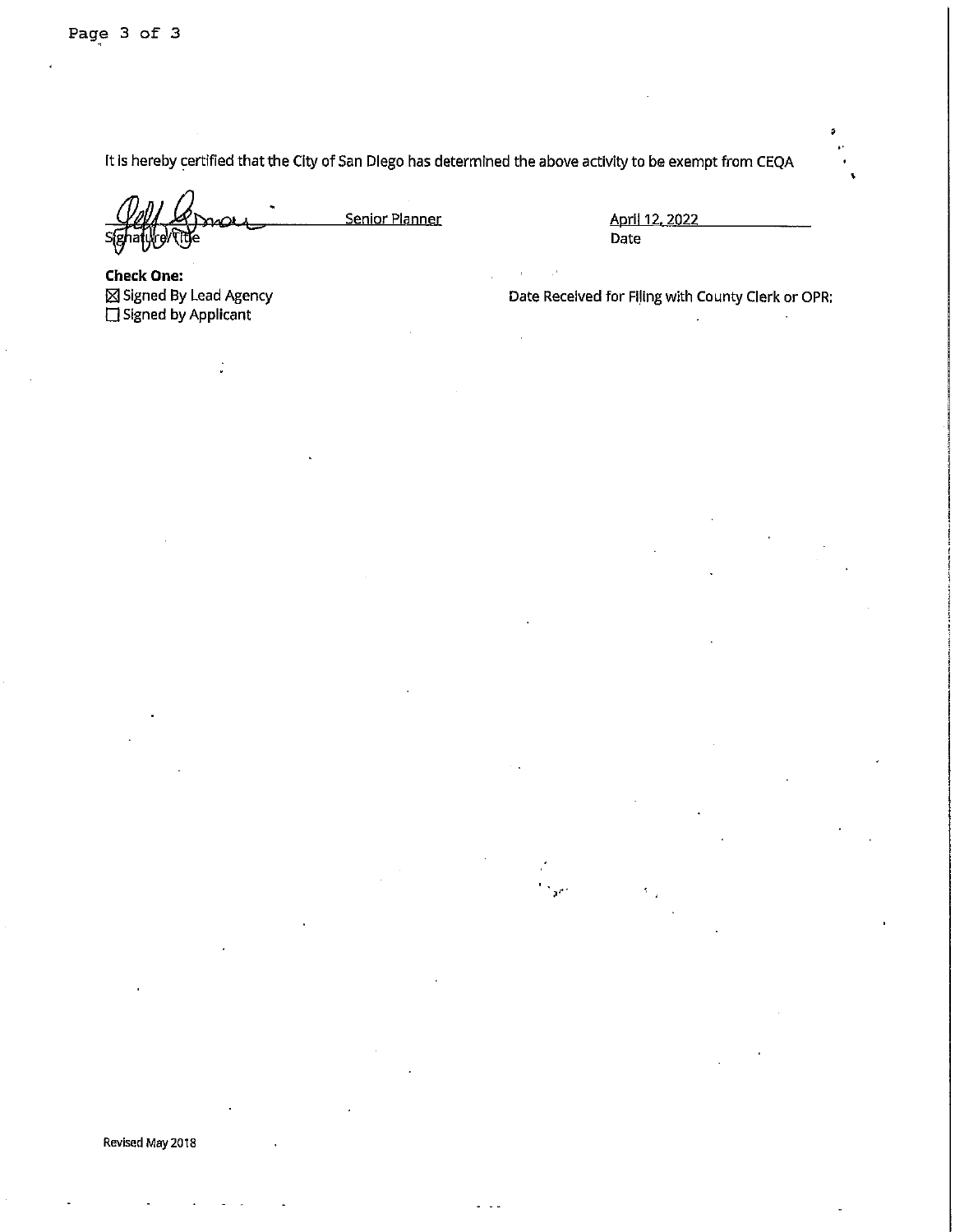It is hereby certified that the City of San Diego has determined the above activity to be exempt from CEQA

Signature/Title: Senior Planner

Date: April 12, 2022

**Check One:**

☒ Signed By Lead Agency

☐ Signed by Applicant

Date Received for Filing with County Clerk or OPR:

Revised May 2018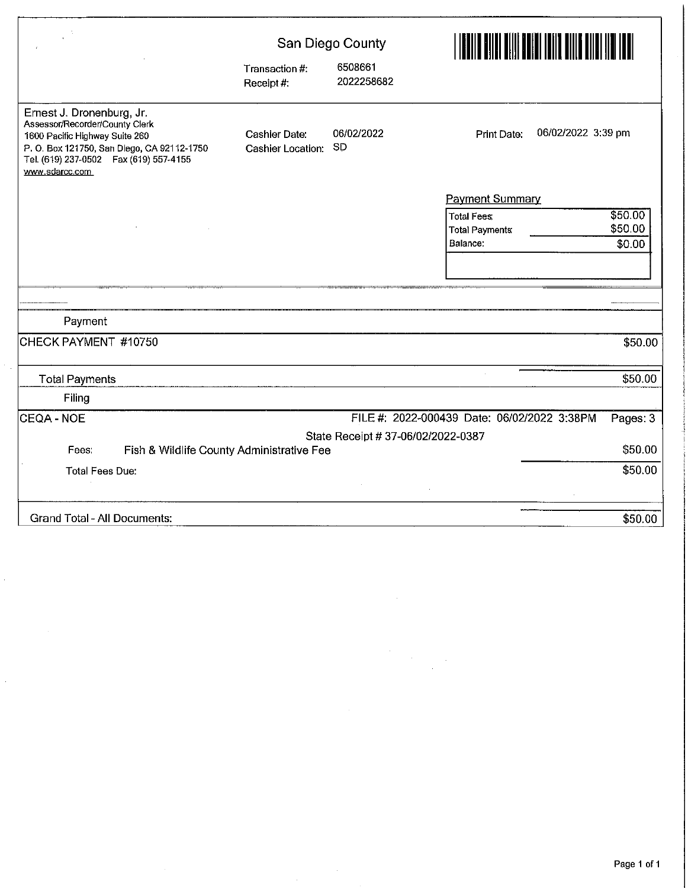San Diego County

Transaction #: 6508661
Receipt #: 2022258682

Ernest J. Dronenburg, Jr.
Assessor/Recorder/County Clerk
1600 Pacific Highway Suite 260
P. O. Box 121750, San Diego, CA 92112-1750
Tel. (619) 237-0502 Fax (619) 557-4155
www.sdarcc.com

Cashier Date: 06/02/2022
Cashier Location: SD

Print Date: 06/02/2022 3:39 pm

**Payment Summary**

| | |
|---|---|
| Total Fees: | $50.00 |
| Total Payments: | $50.00 |
| Balance: | $0.00 |

**Payment**

| | |
|---|---|
| CHECK PAYMENT #10750 | $50.00 |
| Total Payments | $50.00 |

**Filing**

CEQA - NOE FILE #: 2022-000439 Date: 06/02/2022 3:38PM Pages: 3

State Receipt # 37-06/02/2022-0387

| | |
|---|---|
| Fees: Fish & Wildlife County Administrative Fee | $50.00 |
| Total Fees Due: | $50.00 |
| Grand Total - All Documents: | $50.00 |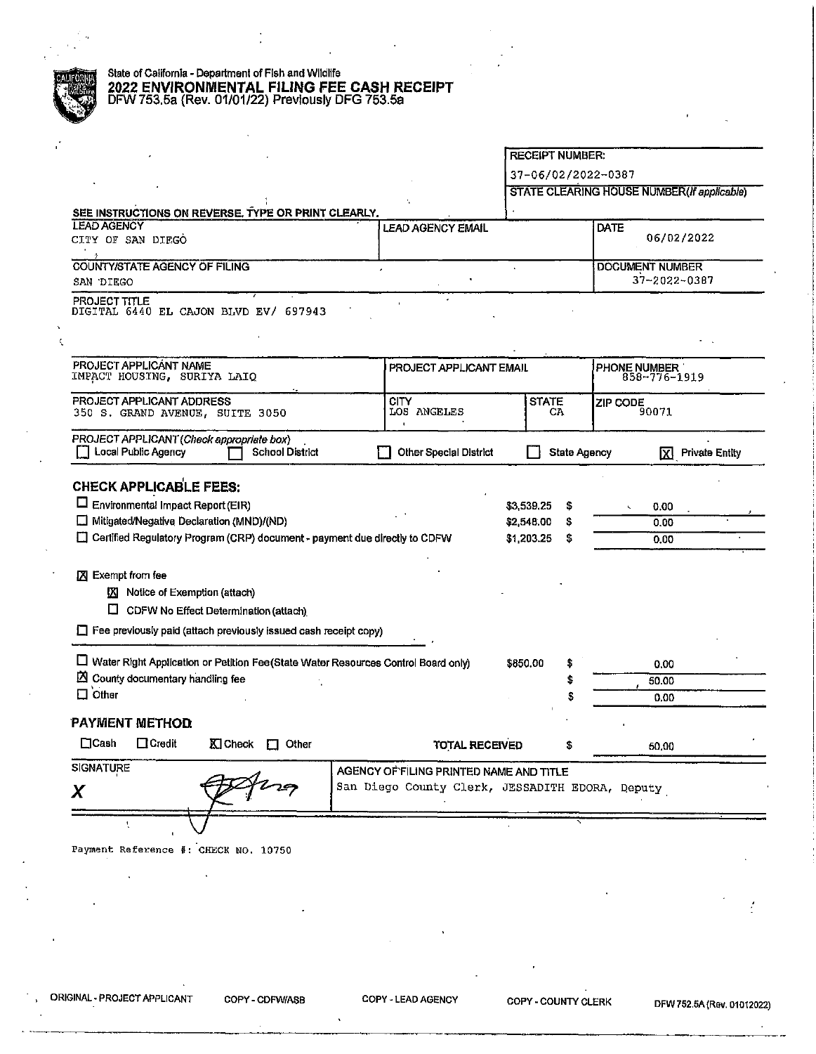State of California - Department of Fish and Wildlife

# 2022 ENVIRONMENTAL FILING FEE CASH RECEIPT

DFW 753.5a (Rev. 01/01/22) Previously DFG 753.5a

| | |
|---|---|
| RECEIPT NUMBER: | 37-06/02/2022-0387 |
| STATE CLEARING HOUSE NUMBER (If applicable) | |

SEE INSTRUCTIONS ON REVERSE. TYPE OR PRINT CLEARLY.

| LEAD AGENCY | LEAD AGENCY EMAIL | DATE |
|---|---|---|
| CITY OF SAN DIEGO | | 06/02/2022 |

| COUNTY/STATE AGENCY OF FILING | DOCUMENT NUMBER |
|---|---|
| SAN DIEGO | 37-2022-0387 |

PROJECT TITLE
DIGITAL 6440 EL CAJON BLVD EV/ 697943

| PROJECT APPLICANT NAME | PROJECT APPLICANT EMAIL | | PHONE NUMBER |
|---|---|---|---|
| IMPACT HOUSING, SURIYA LAIQ | | | 858-776-1919 |
| **PROJECT APPLICANT ADDRESS** | **CITY** | **STATE** | **ZIP CODE** |
| 350 S. GRAND AVENUE, SUITE 3050 | LOS ANGELES | CA | 90071 |

PROJECT APPLICANT (Check appropriate box)
☐ Local Public Agency ☐ School District ☐ Other Special District ☐ State Agency ☒ Private Entity

## CHECK APPLICABLE FEES:

| | | |
|---|---|---|
| ☐ Environmental Impact Report (EIR) | $3,539.25 | $ 0.00 |
| ☐ Mitigated/Negative Declaration (MND)/(ND) | $2,548.00 | $ 0.00 |
| ☐ Certified Regulatory Program (CRP) document - payment due directly to CDFW | $1,203.25 | $ 0.00 |

☒ Exempt from fee
- ☒ Notice of Exemption (attach)
- ☐ CDFW No Effect Determination (attach)

☐ Fee previously paid (attach previously issued cash receipt copy)

| | | |
|---|---|---|
| ☐ Water Right Application or Petition Fee (State Water Resources Control Board only) | $850.00 | $ 0.00 |
| ☒ County documentary handling fee | | $ 50.00 |
| ☐ Other | | $ 0.00 |

## PAYMENT METHOD:

☐ Cash ☐ Credit ☒ Check ☐ Other **TOTAL RECEIVED** $ 50.00

| SIGNATURE | AGENCY OF FILING PRINTED NAME AND TITLE |
|---|---|
| X | San Diego County Clerk, JESSADITH EDORA, Deputy |

Payment Reference #: CHECK NO. 10750

ORIGINAL - PROJECT APPLICANT COPY - CDFW/ASB COPY - LEAD AGENCY COPY - COUNTY CLERK DFW 752.5A (Rev. 01012022)